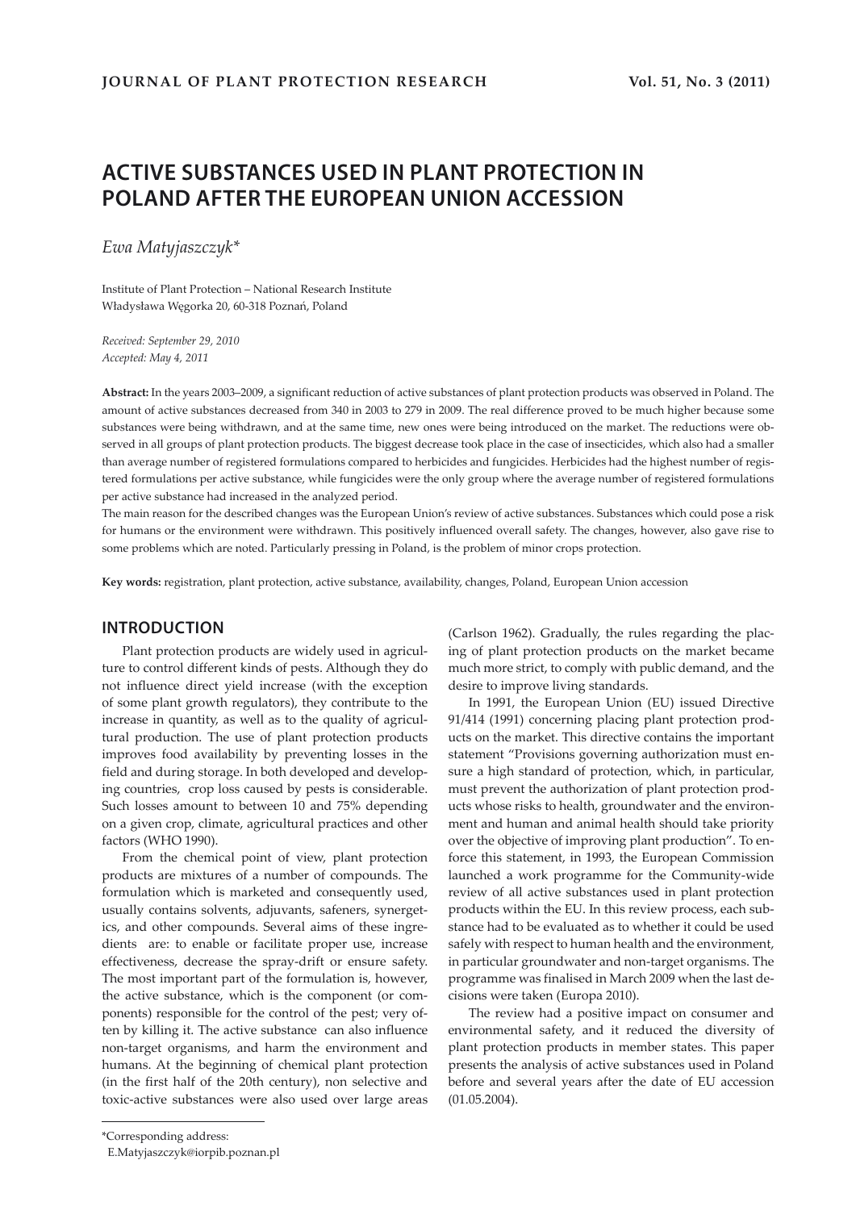# ACTIVE SUBSTANCES USED IN PLANT PROTECTION IN POLAND AFTER THE EUROPEAN UNION ACCESSION

*Ewa Matyjaszczyk**

Institute of Plant Protection – National Research Institute
Władysława Węgorka 20, 60-318 Poznań, Poland

*Received: September 29, 2010*
*Accepted: May 4, 2011*

**Abstract:** In the years 2003–2009, a significant reduction of active substances of plant protection products was observed in Poland. The amount of active substances decreased from 340 in 2003 to 279 in 2009. The real difference proved to be much higher because some substances were being withdrawn, and at the same time, new ones were being introduced on the market. The reductions were observed in all groups of plant protection products. The biggest decrease took place in the case of insecticides, which also had a smaller than average number of registered formulations compared to herbicides and fungicides. Herbicides had the highest number of registered formulations per active substance, while fungicides were the only group where the average number of registered formulations per active substance had increased in the analyzed period.

The main reason for the described changes was the European Union's review of active substances. Substances which could pose a risk for humans or the environment were withdrawn. This positively influenced overall safety. The changes, however, also gave rise to some problems which are noted. Particularly pressing in Poland, is the problem of minor crops protection.

**Key words:** registration, plant protection, active substance, availability, changes, Poland, European Union accession

## INTRODUCTION

Plant protection products are widely used in agriculture to control different kinds of pests. Although they do not influence direct yield increase (with the exception of some plant growth regulators), they contribute to the increase in quantity, as well as to the quality of agricultural production. The use of plant protection products improves food availability by preventing losses in the field and during storage. In both developed and developing countries, crop loss caused by pests is considerable. Such losses amount to between 10 and 75% depending on a given crop, climate, agricultural practices and other factors (WHO 1990).

From the chemical point of view, plant protection products are mixtures of a number of compounds. The formulation which is marketed and consequently used, usually contains solvents, adjuvants, safeners, synergetics, and other compounds. Several aims of these ingredients are: to enable or facilitate proper use, increase effectiveness, decrease the spray-drift or ensure safety. The most important part of the formulation is, however, the active substance, which is the component (or components) responsible for the control of the pest; very often by killing it. The active substance can also influence non-target organisms, and harm the environment and humans. At the beginning of chemical plant protection (in the first half of the 20th century), non selective and toxic-active substances were also used over large areas (Carlson 1962). Gradually, the rules regarding the placing of plant protection products on the market became much more strict, to comply with public demand, and the desire to improve living standards.

In 1991, the European Union (EU) issued Directive 91/414 (1991) concerning placing plant protection products on the market. This directive contains the important statement "Provisions governing authorization must ensure a high standard of protection, which, in particular, must prevent the authorization of plant protection products whose risks to health, groundwater and the environment and human and animal health should take priority over the objective of improving plant production". To enforce this statement, in 1993, the European Commission launched a work programme for the Community-wide review of all active substances used in plant protection products within the EU. In this review process, each substance had to be evaluated as to whether it could be used safely with respect to human health and the environment, in particular groundwater and non-target organisms. The programme was finalised in March 2009 when the last decisions were taken (Europa 2010).

The review had a positive impact on consumer and environmental safety, and it reduced the diversity of plant protection products in member states. This paper presents the analysis of active substances used in Poland before and several years after the date of EU accession (01.05.2004).

*Corresponding address:
E.Matyjaszczyk@iorpib.poznan.pl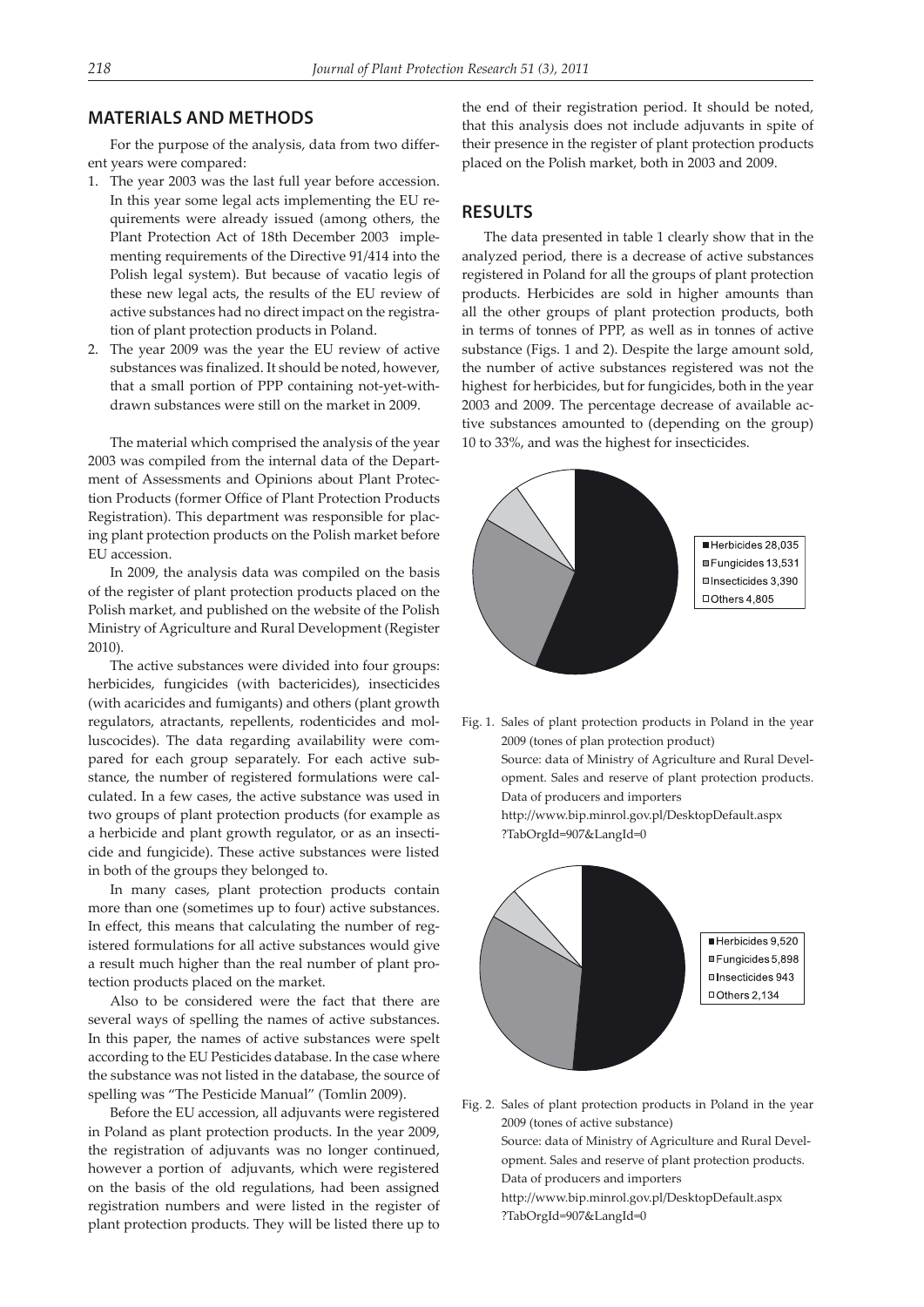## MATERIALS AND METHODS

For the purpose of the analysis, data from two different years were compared:

1. The year 2003 was the last full year before accession. In this year some legal acts implementing the EU requirements were already issued (among others, the Plant Protection Act of 18th December 2003 implementing requirements of the Directive 91/414 into the Polish legal system). But because of vacatio legis of these new legal acts, the results of the EU review of active substances had no direct impact on the registration of plant protection products in Poland.
2. The year 2009 was the year the EU review of active substances was finalized. It should be noted, however, that a small portion of PPP containing not-yet-withdrawn substances were still on the market in 2009.

The material which comprised the analysis of the year 2003 was compiled from the internal data of the Department of Assessments and Opinions about Plant Protection Products (former Office of Plant Protection Products Registration). This department was responsible for placing plant protection products on the Polish market before EU accession.

In 2009, the analysis data was compiled on the basis of the register of plant protection products placed on the Polish market, and published on the website of the Polish Ministry of Agriculture and Rural Development (Register 2010).

The active substances were divided into four groups: herbicides, fungicides (with bactericides), insecticides (with acaricides and fumigants) and others (plant growth regulators, atractants, repellents, rodenticides and molluscocides). The data regarding availability were compared for each group separately. For each active substance, the number of registered formulations were calculated. In a few cases, the active substance was used in two groups of plant protection products (for example as a herbicide and plant growth regulator, or as an insecticide and fungicide). These active substances were listed in both of the groups they belonged to.

In many cases, plant protection products contain more than one (sometimes up to four) active substances. In effect, this means that calculating the number of registered formulations for all active substances would give a result much higher than the real number of plant protection products placed on the market.

Also to be considered were the fact that there are several ways of spelling the names of active substances. In this paper, the names of active substances were spelt according to the EU Pesticides database. In the case where the substance was not listed in the database, the source of spelling was "The Pesticide Manual" (Tomlin 2009).

Before the EU accession, all adjuvants were registered in Poland as plant protection products. In the year 2009, the registration of adjuvants was no longer continued, however a portion of adjuvants, which were registered on the basis of the old regulations, had been assigned registration numbers and were listed in the register of plant protection products. They will be listed there up to the end of their registration period. It should be noted, that this analysis does not include adjuvants in spite of their presence in the register of plant protection products placed on the Polish market, both in 2003 and 2009.

## RESULTS

The data presented in table 1 clearly show that in the analyzed period, there is a decrease of active substances registered in Poland for all the groups of plant protection products. Herbicides are sold in higher amounts than all the other groups of plant protection products, both in terms of tonnes of PPP, as well as in tonnes of active substance (Figs. 1 and 2). Despite the large amount sold, the number of active substances registered was not the highest for herbicides, but for fungicides, both in the year 2003 and 2009. The percentage decrease of available active substances amounted to (depending on the group) 10 to 33%, and was the highest for insecticides.

Herbicides 28,035
Fungicides 13,531
Insecticides 3,390
Others 4,805

Fig. 1. Sales of plant protection products in Poland in the year 2009 (tones of plan protection product)
Source: data of Ministry of Agriculture and Rural Development. Sales and reserve of plant protection products. Data of producers and importers
http://www.bip.minrol.gov.pl/DesktopDefault.aspx?TabOrgId=907&LangId=0

Herbicides 9,520
Fungicides 5,898
Insecticides 943
Others 2,134

Fig. 2. Sales of plant protection products in Poland in the year 2009 (tones of active substance)
Source: data of Ministry of Agriculture and Rural Development. Sales and reserve of plant protection products. Data of producers and importers
http://www.bip.minrol.gov.pl/DesktopDefault.aspx?TabOrgId=907&LangId=0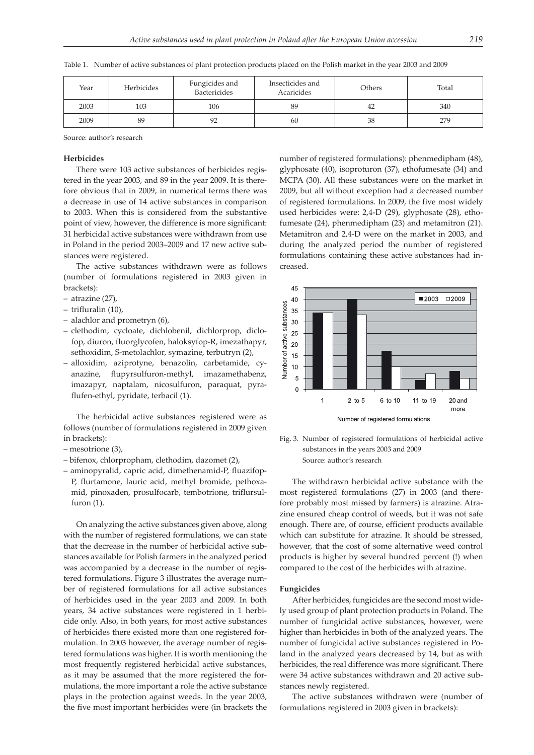Table 1. Number of active substances of plant protection products placed on the Polish market in the year 2003 and 2009

| Year | Herbicides | Fungicides and Bactericides | Insecticides and Acaricides | Others | Total |
|---|---|---|---|---|---|
| 2003 | 103 | 106 | 89 | 42 | 340 |
| 2009 | 89 | 92 | 60 | 38 | 279 |

Source: author's research

**Herbicides**

There were 103 active substances of herbicides registered in the year 2003, and 89 in the year 2009. It is therefore obvious that in 2009, in numerical terms there was a decrease in use of 14 active substances in comparison to 2003. When this is considered from the substantive point of view, however, the difference is more significant: 31 herbicidal active substances were withdrawn from use in Poland in the period 2003–2009 and 17 new active substances were registered.

The active substances withdrawn were as follows (number of formulations registered in 2003 given in brackets):

- atrazine (27),
- trifluralin (10),
- alachlor and prometryn (6),
- clethodim, cycloate, dichlobenil, dichlorprop, diclofop, diuron, fluorglycofen, haloksyfop-R, imezathapyr, sethoxidim, S-metolachlor, symazine, terbutryn (2),
- alloxidim, aziprotyne, benazolin, carbetamide, cyanazine, flupyrsulfuron-methyl, imazamethabenz, imazapyr, naptalam, nicosulfuron, paraquat, pyraflufen-ethyl, pyridate, terbacil (1).

The herbicidal active substances registered were as follows (number of formulations registered in 2009 given in brackets):

- mesotrione (3),
- bifenox, chlorpropham, clethodim, dazomet (2),
- aminopyralid, capric acid, dimethenamid-P, fluazifop-P, flurtamone, lauric acid, methyl bromide, pethoxamid, pinoxaden, prosulfocarb, tembotrione, triflursulfuron (1).

On analyzing the active substances given above, along with the number of registered formulations, we can state that the decrease in the number of herbicidal active substances available for Polish farmers in the analyzed period was accompanied by a decrease in the number of registered formulations. Figure 3 illustrates the average number of registered formulations for all active substances of herbicides used in the year 2003 and 2009. In both years, 34 active substances were registered in 1 herbicide only. Also, in both years, for most active substances of herbicides there existed more than one registered formulation. In 2003 however, the average number of registered formulations was higher. It is worth mentioning the most frequently registered herbicidal active substances, as it may be assumed that the more registered the formulations, the more important a role the active substance plays in the protection against weeds. In the year 2003, the five most important herbicides were (in brackets the number of registered formulations): phenmedipham (48), glyphosate (40), isoproturon (37), ethofumesate (34) and MCPA (30). All these substances were on the market in 2009, but all without exception had a decreased number of registered formulations. In 2009, the five most widely used herbicides were: 2,4-D (29), glyphosate (28), ethofumesate (24), phenmedipham (23) and metamitron (21). Metamitron and 2,4-D were on the market in 2003, and during the analyzed period the number of registered formulations containing these active substances had increased.

Fig. 3. Number of registered formulations of herbicidal active substances in the years 2003 and 2009
Source: author's research

The withdrawn herbicidal active substance with the most registered formulations (27) in 2003 (and therefore probably most missed by farmers) is atrazine. Atrazine ensured cheap control of weeds, but it was not safe enough. There are, of course, efficient products available which can substitute for atrazine. It should be stressed, however, that the cost of some alternative weed control products is higher by several hundred percent (!) when compared to the cost of the herbicides with atrazine.

**Fungicides**

After herbicides, fungicides are the second most widely used group of plant protection products in Poland. The number of fungicidal active substances, however, were higher than herbicides in both of the analyzed years. The number of fungicidal active substances registered in Poland in the analyzed years decreased by 14, but as with herbicides, the real difference was more significant. There were 34 active substances withdrawn and 20 active substances newly registered.

The active substances withdrawn were (number of formulations registered in 2003 given in brackets):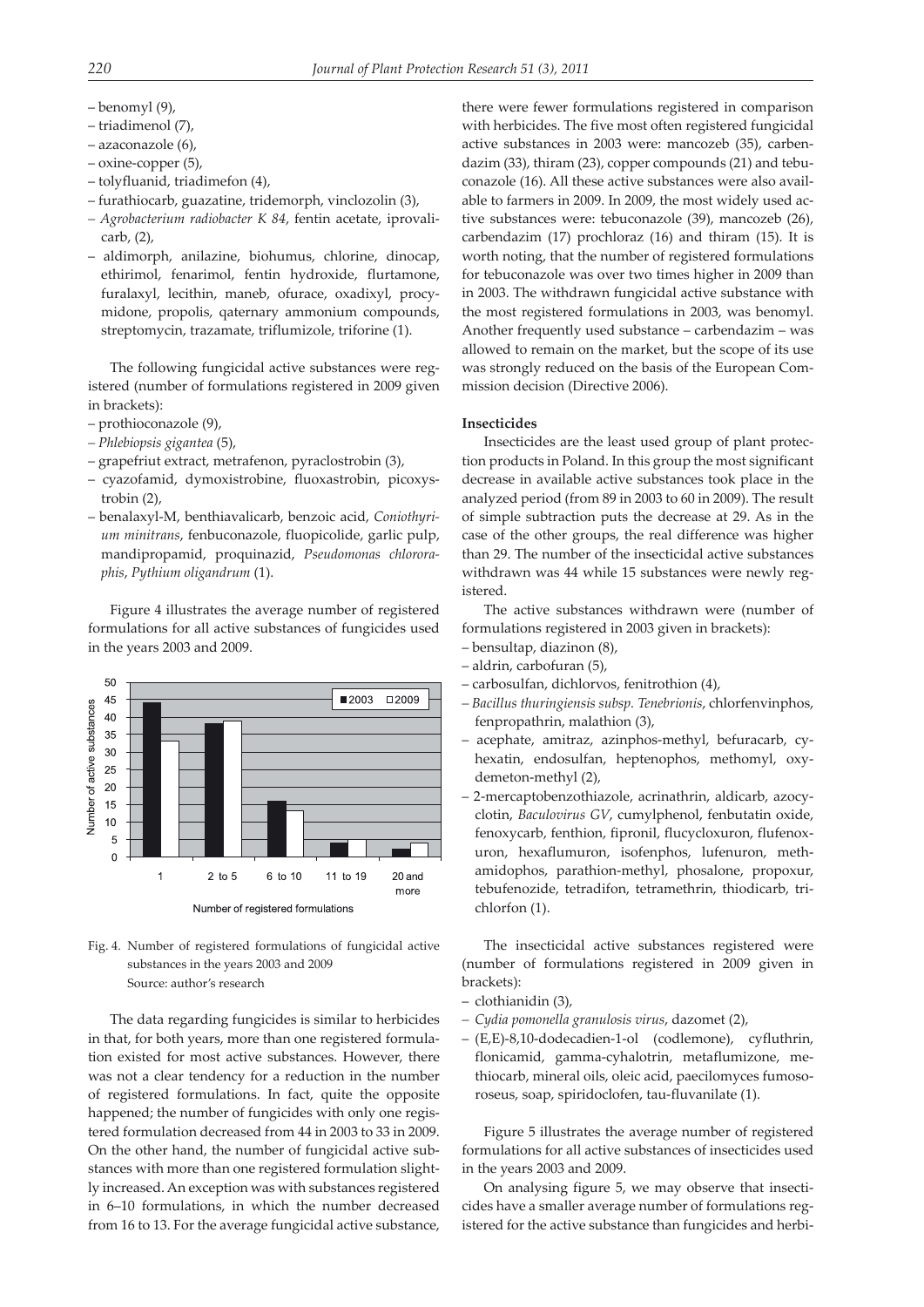– benomyl (9),
– triadimenol (7),
– azaconazole (6),
– oxine-copper (5),
– tolyfluanid, triadimefon (4),
– furathiocarb, guazatine, tridemorph, vinclozolin (3),
– *Agrobacterium radiobacter K 84*, fentin acetate, iprovalicarb, (2),
– aldimorph, anilazine, biohumus, chlorine, dinocap, ethirimol, fenarimol, fentin hydroxide, flurtamone, furalaxyl, lecithin, maneb, ofurace, oxadixyl, procymidone, propolis, qaternary ammonium compounds, streptomycin, trazamate, triflumizole, triforine (1).

The following fungicidal active substances were registered (number of formulations registered in 2009 given in brackets):

– prothioconazole (9),
– *Phlebiopsis gigantea* (5),
– grapefriut extract, metrafenon, pyraclostrobin (3),
– cyazofamid, dymoxistrobine, fluoxastrobin, picoxystrobin (2),
– benalaxyl-M, benthiavalicarb, benzoic acid, *Coniothyrium minitrans*, fenbuconazole, fluopicolide, garlic pulp, mandipropamid, proquinazid, *Pseudomonas chlororaphis*, *Pythium oligandrum* (1).

Figure 4 illustrates the average number of registered formulations for all active substances of fungicides used in the years 2003 and 2009.

| Number of registered formulations | 2003 | 2009 |
|---|---|---|
| 1 | 44 | 33 |
| 2 to 5 | 38 | 39 |
| 6 to 10 | 16 | 13 |
| 11 to 19 | 4 | 5 |
| 20 and more | 2 | 4 |

Fig. 4. Number of registered formulations of fungicidal active substances in the years 2003 and 2009
Source: author's research

The data regarding fungicides is similar to herbicides in that, for both years, more than one registered formulation existed for most active substances. However, there was not a clear tendency for a reduction in the number of registered formulations. In fact, quite the opposite happened; the number of fungicides with only one registered formulation decreased from 44 in 2003 to 33 in 2009. On the other hand, the number of fungicidal active substances with more than one registered formulation slightly increased. An exception was with substances registered in 6–10 formulations, in which the number decreased from 16 to 13. For the average fungicidal active substance, there were fewer formulations registered in comparison with herbicides. The five most often registered fungicidal active substances in 2003 were: mancozeb (35), carbendazim (33), thiram (23), copper compounds (21) and tebuconazole (16). All these active substances were also available to farmers in 2009. In 2009, the most widely used active substances were: tebuconazole (39), mancozeb (26), carbendazim (17) prochloraz (16) and thiram (15). It is worth noting, that the number of registered formulations for tebuconazole was over two times higher in 2009 than in 2003. The withdrawn fungicidal active substance with the most registered formulations in 2003, was benomyl. Another frequently used substance – carbendazim – was allowed to remain on the market, but the scope of its use was strongly reduced on the basis of the European Commission decision (Directive 2006).

### Insecticides

Insecticides are the least used group of plant protection products in Poland. In this group the most significant decrease in available active substances took place in the analyzed period (from 89 in 2003 to 60 in 2009). The result of simple subtraction puts the decrease at 29. As in the case of the other groups, the real difference was higher than 29. The number of the insecticidal active substances withdrawn was 44 while 15 substances were newly registered.

The active substances withdrawn were (number of formulations registered in 2003 given in brackets):

– bensultap, diazinon (8),
– aldrin, carbofuran (5),
– carbosulfan, dichlorvos, fenitrothion (4),
– *Bacillus thuringiensis subsp. Tenebrionis*, chlorfenvinphos, fenpropathrin, malathion (3),
– acephate, amitraz, azinphos-methyl, befuracarb, cyhexatin, endosulfan, heptenophos, methomyl, oxydemeton-methyl (2),
– 2-mercaptobenzothiazole, acrinathrin, aldicarb, azocyclotin, *Baculovirus GV*, cumylphenol, fenbutatin oxide, fenoxycarb, fenthion, fipronil, flucycloxuron, flufenoxuron, hexaflumuron, isofenphos, lufenuron, methamidophos, parathion-methyl, phosalone, propoxur, tebufenozide, tetradifon, tetramethrin, thiodicarb, trichlorfon (1).

The insecticidal active substances registered were (number of formulations registered in 2009 given in brackets):

– clothianidin (3),
– *Cydia pomonella granulosis virus*, dazomet (2),
– (E,E)-8,10-dodecadien-1-ol (codlemone), cyfluthrin, flonicamid, gamma-cyhalotrin, metaflumizone, methiocarb, mineral oils, oleic acid, paecilomyces fumosoroseus, soap, spiridoclofen, tau-fluvanilate (1).

Figure 5 illustrates the average number of registered formulations for all active substances of insecticides used in the years 2003 and 2009.

On analysing figure 5, we may observe that insecticides have a smaller average number of formulations registered for the active substance than fungicides and herbi-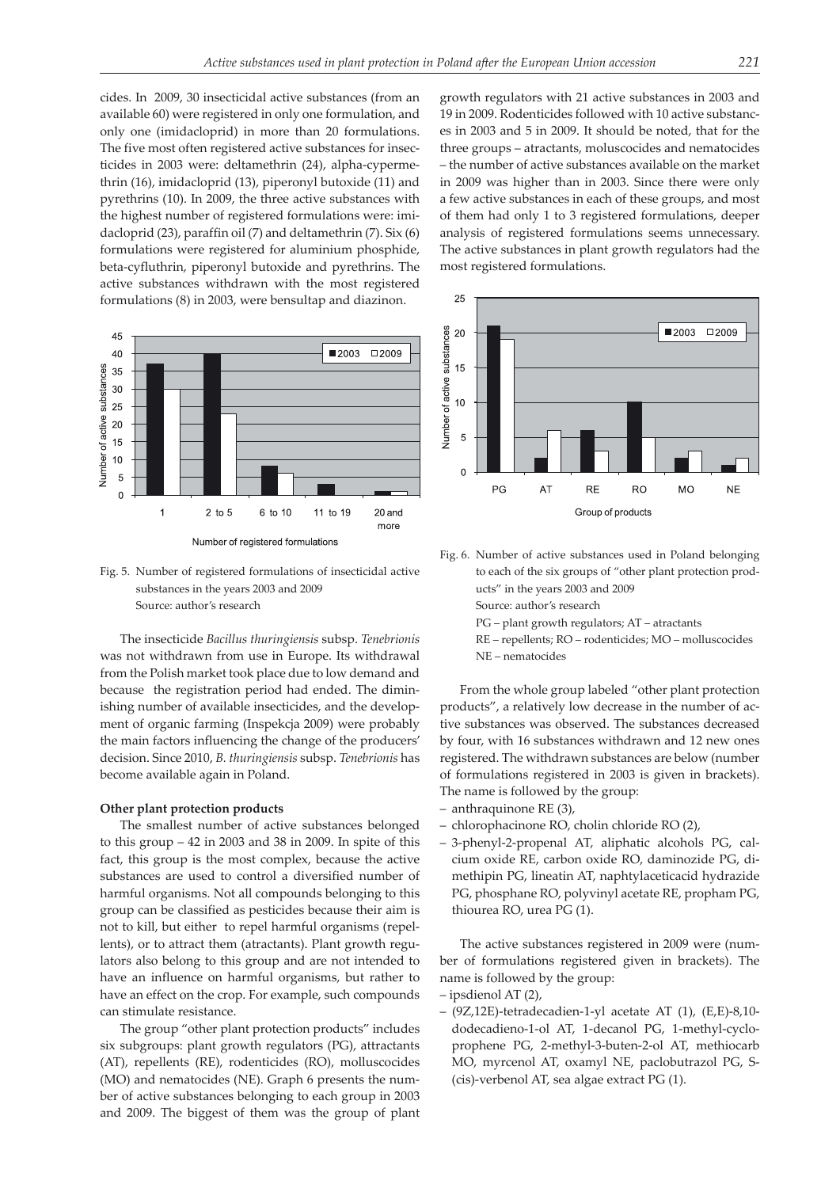cides. In 2009, 30 insecticidal active substances (from an available 60) were registered in only one formulation, and only one (imidacloprid) in more than 20 formulations. The five most often registered active substances for insecticides in 2003 were: deltamethrin (24), alpha-cypermethrin (16), imidacloprid (13), piperonyl butoxide (11) and pyrethrins (10). In 2009, the three active substances with the highest number of registered formulations were: imidacloprid (23), paraffin oil (7) and deltamethrin (7). Six (6) formulations were registered for aluminium phosphide, beta-cyfluthrin, piperonyl butoxide and pyrethrins. The active substances withdrawn with the most registered formulations (8) in 2003, were bensultap and diazinon.

Fig. 5. Number of registered formulations of insecticidal active substances in the years 2003 and 2009
Source: author's research

The insecticide *Bacillus thuringiensis* subsp. *Tenebrionis* was not withdrawn from use in Europe. Its withdrawal from the Polish market took place due to low demand and because the registration period had ended. The diminishing number of available insecticides, and the development of organic farming (Inspekcja 2009) were probably the main factors influencing the change of the producers' decision. Since 2010, *B. thuringiensis* subsp. *Tenebrionis* has become available again in Poland.

**Other plant protection products**

The smallest number of active substances belonged to this group – 42 in 2003 and 38 in 2009. In spite of this fact, this group is the most complex, because the active substances are used to control a diversified number of harmful organisms. Not all compounds belonging to this group can be classified as pesticides because their aim is not to kill, but either to repel harmful organisms (repellents), or to attract them (atractants). Plant growth regulators also belong to this group and are not intended to have an influence on harmful organisms, but rather to have an effect on the crop. For example, such compounds can stimulate resistance.

The group "other plant protection products" includes six subgroups: plant growth regulators (PG), attractants (AT), repellents (RE), rodenticides (RO), molluscocides (MO) and nematocides (NE). Graph 6 presents the number of active substances belonging to each group in 2003 and 2009. The biggest of them was the group of plant growth regulators with 21 active substances in 2003 and 19 in 2009. Rodenticides followed with 10 active substances in 2003 and 5 in 2009. It should be noted, that for the three groups – atractants, moluscocides and nematocides – the number of active substances available on the market in 2009 was higher than in 2003. Since there were only a few active substances in each of these groups, and most of them had only 1 to 3 registered formulations, deeper analysis of registered formulations seems unnecessary. The active substances in plant growth regulators had the most registered formulations.

Fig. 6. Number of active substances used in Poland belonging to each of the six groups of "other plant protection products" in the years 2003 and 2009
Source: author's research
PG – plant growth regulators; AT – atractants
RE – repellents; RO – rodenticides; MO – molluscocides
NE – nematocides

From the whole group labeled "other plant protection products", a relatively low decrease in the number of active substances was observed. The substances decreased by four, with 16 substances withdrawn and 12 new ones registered. The withdrawn substances are below (number of formulations registered in 2003 is given in brackets). The name is followed by the group:

- anthraquinone RE (3),
- chlorophacinone RO, cholin chloride RO (2),
- 3-phenyl-2-propenal AT, aliphatic alcohols PG, calcium oxide RE, carbon oxide RO, daminozide PG, dimethipin PG, lineatin AT, naphtylaceticacid hydrazide PG, phosphane RO, polyvinyl acetate RE, propham PG, thiourea RO, urea PG (1).

The active substances registered in 2009 were (number of formulations registered given in brackets). The name is followed by the group:

- ipsdienol AT (2),
- (9Z,12E)-tetradecadien-1-yl acetate AT (1), (E,E)-8,10-dodecadieno-1-ol AT, 1-decanol PG, 1-methyl-cyclopropheme PG, 2-methyl-3-buten-2-ol AT, methiocarb MO, myrcenol AT, oxamyl NE, paclobutrazol PG, S-(cis)-verbenol AT, sea algae extract PG (1).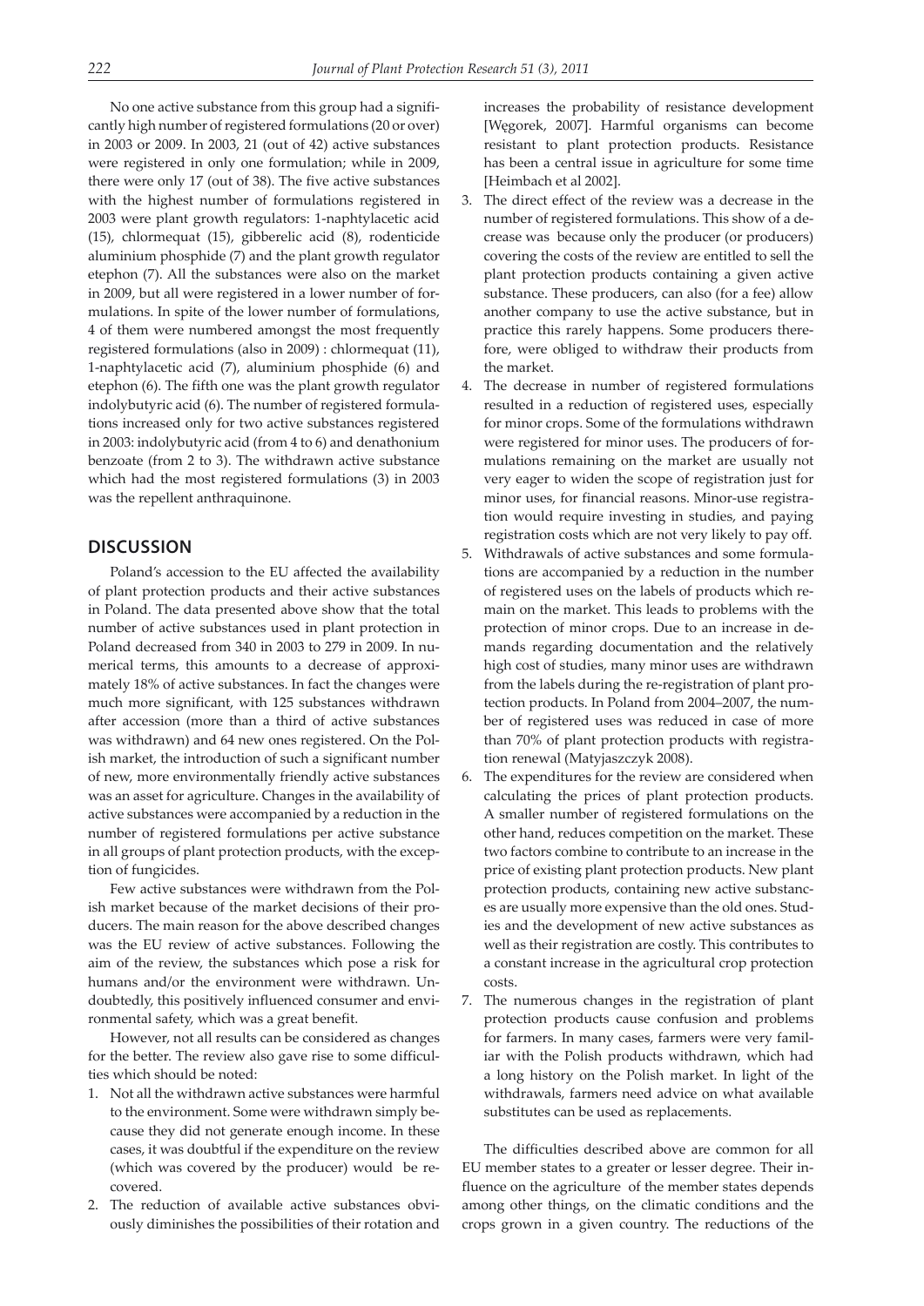No one active substance from this group had a significantly high number of registered formulations (20 or over) in 2003 or 2009. In 2003, 21 (out of 42) active substances were registered in only one formulation; while in 2009, there were only 17 (out of 38). The five active substances with the highest number of formulations registered in 2003 were plant growth regulators: 1-naphtylacetic acid (15), chlormequat (15), gibberelic acid (8), rodenticide aluminium phosphide (7) and the plant growth regulator etephon (7). All the substances were also on the market in 2009, but all were registered in a lower number of formulations. In spite of the lower number of formulations, 4 of them were numbered amongst the most frequently registered formulations (also in 2009) : chlormequat (11), 1-naphtylacetic acid (7), aluminium phosphide (6) and etephon (6). The fifth one was the plant growth regulator indolybutyric acid (6). The number of registered formulations increased only for two active substances registered in 2003: indolybutyric acid (from 4 to 6) and denathonium benzoate (from 2 to 3). The withdrawn active substance which had the most registered formulations (3) in 2003 was the repellent anthraquinone.

## DISCUSSION

Poland's accession to the EU affected the availability of plant protection products and their active substances in Poland. The data presented above show that the total number of active substances used in plant protection in Poland decreased from 340 in 2003 to 279 in 2009. In numerical terms, this amounts to a decrease of approximately 18% of active substances. In fact the changes were much more significant, with 125 substances withdrawn after accession (more than a third of active substances was withdrawn) and 64 new ones registered. On the Polish market, the introduction of such a significant number of new, more environmentally friendly active substances was an asset for agriculture. Changes in the availability of active substances were accompanied by a reduction in the number of registered formulations per active substance in all groups of plant protection products, with the exception of fungicides.

Few active substances were withdrawn from the Polish market because of the market decisions of their producers. The main reason for the above described changes was the EU review of active substances. Following the aim of the review, the substances which pose a risk for humans and/or the environment were withdrawn. Undoubtedly, this positively influenced consumer and environmental safety, which was a great benefit.

However, not all results can be considered as changes for the better. The review also gave rise to some difficulties which should be noted:

1. Not all the withdrawn active substances were harmful to the environment. Some were withdrawn simply because they did not generate enough income. In these cases, it was doubtful if the expenditure on the review (which was covered by the producer) would be recovered.
2. The reduction of available active substances obviously diminishes the possibilities of their rotation and increases the probability of resistance development [Węgorek, 2007]. Harmful organisms can become resistant to plant protection products. Resistance has been a central issue in agriculture for some time [Heimbach et al 2002].
3. The direct effect of the review was a decrease in the number of registered formulations. This show of a decrease was because only the producer (or producers) covering the costs of the review are entitled to sell the plant protection products containing a given active substance. These producers, can also (for a fee) allow another company to use the active substance, but in practice this rarely happens. Some producers therefore, were obliged to withdraw their products from the market.
4. The decrease in number of registered formulations resulted in a reduction of registered uses, especially for minor crops. Some of the formulations withdrawn were registered for minor uses. The producers of formulations remaining on the market are usually not very eager to widen the scope of registration just for minor uses, for financial reasons. Minor-use registration would require investing in studies, and paying registration costs which are not very likely to pay off.
5. Withdrawals of active substances and some formulations are accompanied by a reduction in the number of registered uses on the labels of products which remain on the market. This leads to problems with the protection of minor crops. Due to an increase in demands regarding documentation and the relatively high cost of studies, many minor uses are withdrawn from the labels during the re-registration of plant protection products. In Poland from 2004–2007, the number of registered uses was reduced in case of more than 70% of plant protection products with registration renewal (Matyjaszczyk 2008).
6. The expenditures for the review are considered when calculating the prices of plant protection products. A smaller number of registered formulations on the other hand, reduces competition on the market. These two factors combine to contribute to an increase in the price of existing plant protection products. New plant protection products, containing new active substances are usually more expensive than the old ones. Studies and the development of new active substances as well as their registration are costly. This contributes to a constant increase in the agricultural crop protection costs.
7. The numerous changes in the registration of plant protection products cause confusion and problems for farmers. In many cases, farmers were very familiar with the Polish products withdrawn, which had a long history on the Polish market. In light of the withdrawals, farmers need advice on what available substitutes can be used as replacements.

The difficulties described above are common for all EU member states to a greater or lesser degree. Their influence on the agriculture of the member states depends among other things, on the climatic conditions and the crops grown in a given country. The reductions of the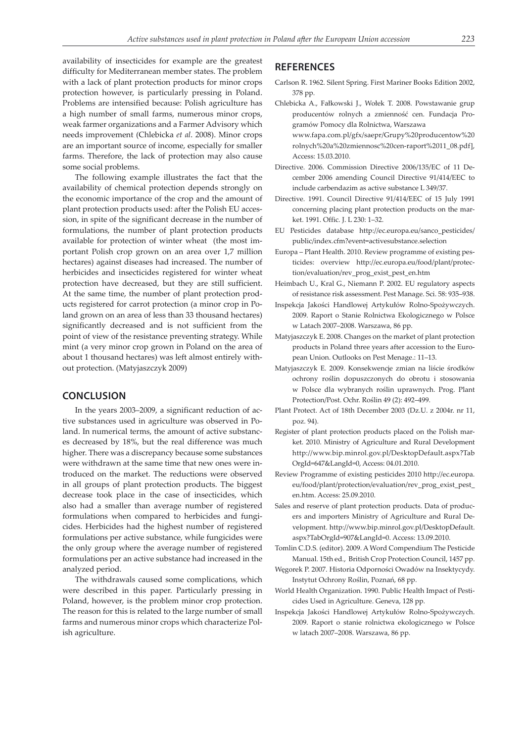availability of insecticides for example are the greatest difficulty for Mediterranean member states. The problem with a lack of plant protection products for minor crops protection however, is particularly pressing in Poland. Problems are intensified because: Polish agriculture has a high number of small farms, numerous minor crops, weak farmer organizations and a Farmer Advisory which needs improvement (Chlebicka *et al*. 2008). Minor crops are an important source of income, especially for smaller farms. Therefore, the lack of protection may also cause some social problems.

The following example illustrates the fact that the availability of chemical protection depends strongly on the economic importance of the crop and the amount of plant protection products used: after the Polish EU accession, in spite of the significant decrease in the number of formulations, the number of plant protection products available for protection of winter wheat (the most important Polish crop grown on an area over 1,7 million hectares) against diseases had increased. The number of herbicides and insecticides registered for winter wheat protection have decreased, but they are still sufficient. At the same time, the number of plant protection products registered for carrot protection (a minor crop in Poland grown on an area of less than 33 thousand hectares) significantly decreased and is not sufficient from the point of view of the resistance preventing strategy. While mint (a very minor crop grown in Poland on the area of about 1 thousand hectares) was left almost entirely without protection. (Matyjaszczyk 2009)

## CONCLUSION

In the years 2003–2009, a significant reduction of active substances used in agriculture was observed in Poland. In numerical terms, the amount of active substances decreased by 18%, but the real difference was much higher. There was a discrepancy because some substances were withdrawn at the same time that new ones were introduced on the market. The reductions were observed in all groups of plant protection products. The biggest decrease took place in the case of insecticides, which also had a smaller than average number of registered formulations when compared to herbicides and fungicides. Herbicides had the highest number of registered formulations per active substance, while fungicides were the only group where the average number of registered formulations per an active substance had increased in the analyzed period.

The withdrawals caused some complications, which were described in this paper. Particularly pressing in Poland, however, is the problem minor crop protection. The reason for this is related to the large number of small farms and numerous minor crops which characterize Polish agriculture.

## REFERENCES

Carlson R. 1962. Silent Spring. First Mariner Books Edition 2002, 378 pp.

Chlebicka A., Fałkowski J., Wołek T. 2008. Powstawanie grup producentów rolnych a zmienność cen. Fundacja Programów Pomocy dla Rolnictwa, Warszawa www.fapa.com.pl/gfx/saepr/Grupy%20producentow%20rolnych%20a%20zmiennosc%20cen-raport%2011_08.pdf], Access: 15.03.2010.

Directive. 2006. Commission Directive 2006/135/EC of 11 December 2006 amending Council Directive 91/414/EEC to include carbendazim as active substance L 349/37.

Directive. 1991. Council Directive 91/414/EEC of 15 July 1991 concerning placing plant protection products on the market. 1991. Offic. J. L 230: 1–32.

EU Pesticides database http://ec.europa.eu/sanco_pesticides/public/index.cfm?event=activesubstance.selection

Europa – Plant Health. 2010. Review programme of existing pesticides: overview http://ec.europa.eu/food/plant/protection/evaluation/rev_prog_exist_pest_en.htm

Heimbach U., Kral G., Niemann P. 2002. EU regulatory aspects of resistance risk assessment. Pest Manage. Sci. 58: 935–938.

Inspekcja Jakości Handlowej Artykułów Rolno-Spożywczych. 2009. Raport o Stanie Rolnictwa Ekologicznego w Polsce w Latach 2007–2008. Warszawa, 86 pp.

Matyjaszczyk E. 2008. Changes on the market of plant protection products in Poland three years after accession to the European Union. Outlooks on Pest Menage.: 11–13.

Matyjaszczyk E. 2009. Konsekwencje zmian na liście środków ochrony roślin dopuszczonych do obrotu i stosowania w Polsce dla wybranych roślin uprawnych. Prog. Plant Protection/Post. Ochr. Roślin 49 (2): 492–499.

Plant Protect. Act of 18th December 2003 (Dz.U. z 2004r. nr 11, poz. 94).

Register of plant protection products placed on the Polish market. 2010. Ministry of Agriculture and Rural Development http://www.bip.minrol.gov.pl/DesktopDefault.aspx?TabOrgId=647&LangId=0, Access: 04.01.2010.

Review Programme of existing pesticides 2010 http://ec.europa.eu/food/plant/protection/evaluation/rev_prog_exist_pest_en.htm. Access: 25.09.2010.

Sales and reserve of plant protection products. Data of producers and importers Ministry of Agriculture and Rural Development. http://www.bip.minrol.gov.pl/DesktopDefault.aspx?TabOrgId=907&LangId=0. Access: 13.09.2010.

Tomlin C.D.S. (editor). 2009. A Word Compendium The Pesticide Manual. 15th ed., British Crop Protection Council, 1457 pp.

Węgorek P. 2007. Historia Odporności Owadów na Insektycydy. Instytut Ochrony Roślin, Poznań, 68 pp.

World Health Organization. 1990. Public Health Impact of Pesticides Used in Agriculture. Geneva, 128 pp.

Inspekcja Jakości Handlowej Artykułów Rolno-Spożywczych. 2009. Raport o stanie rolnictwa ekologicznego w Polsce w latach 2007–2008. Warszawa, 86 pp.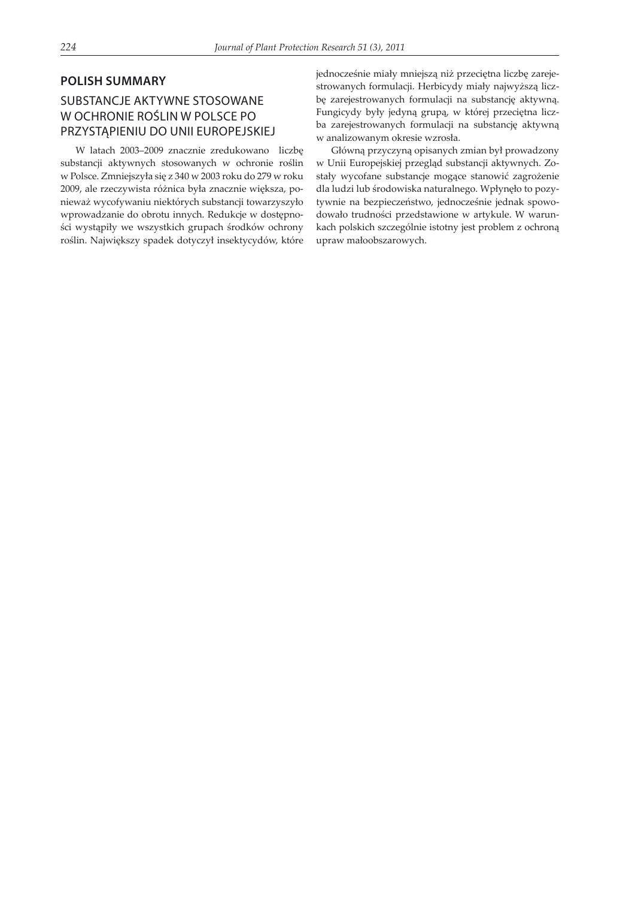## POLISH SUMMARY

## SUBSTANCJE AKTYWNE STOSOWANE W OCHRONIE ROŚLIN W POLSCE PO PRZYSTĄPIENIU DO UNII EUROPEJSKIEJ

W latach 2003–2009 znacznie zredukowano liczbę substancji aktywnych stosowanych w ochronie roślin w Polsce. Zmniejszyła się z 340 w 2003 roku do 279 w roku 2009, ale rzeczywista różnica była znacznie większa, ponieważ wycofywaniu niektórych substancji towarzyszyło wprowadzanie do obrotu innych. Redukcje w dostępności wystąpiły we wszystkich grupach środków ochrony roślin. Największy spadek dotyczył insektycydów, które jednocześnie miały mniejszą niż przeciętna liczbę zarejestrowanych formulacji. Herbicydy miały najwyższą liczbę zarejestrowanych formulacji na substancję aktywną. Fungicydy były jedyną grupą, w której przeciętna liczba zarejestrowanych formulacji na substancję aktywną w analizowanym okresie wzrosła.

Główną przyczyną opisanych zmian był prowadzony w Unii Europejskiej przegląd substancji aktywnych. Zostały wycofane substancje mogące stanowić zagrożenie dla ludzi lub środowiska naturalnego. Wpłynęło to pozytywnie na bezpieczeństwo, jednocześnie jednak spowodowało trudności przedstawione w artykule. W warunkach polskich szczególnie istotny jest problem z ochroną upraw małoobszarowych.